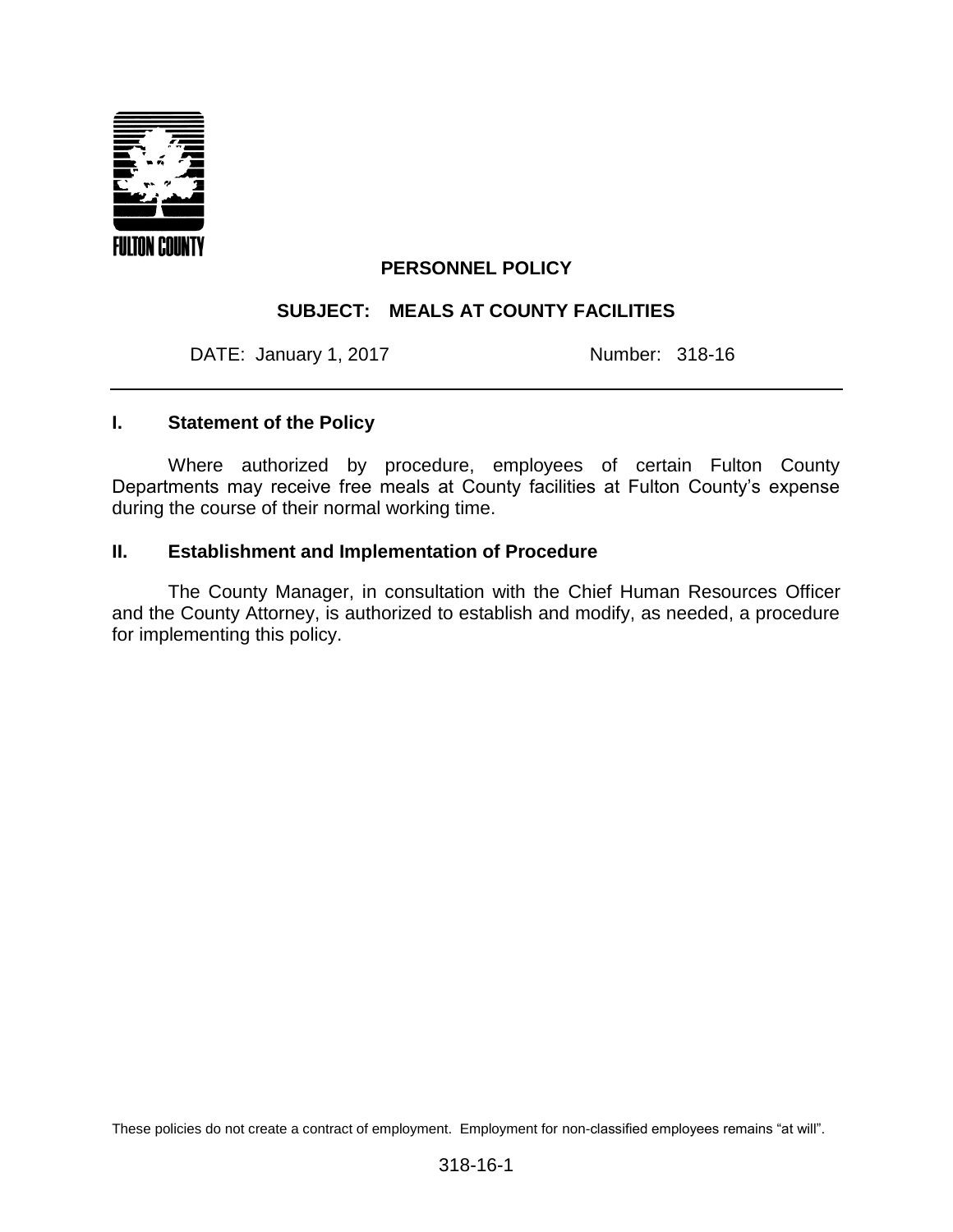FULTON COUNTY

# PERSONNEL POLICY

## SUBJECT: MEALS AT COUNTY FACILITIES

DATE: January 1, 2017 Number: 318-16

---

### I. Statement of the Policy

Where authorized by procedure, employees of certain Fulton County Departments may receive free meals at County facilities at Fulton County's expense during the course of their normal working time.

### II. Establishment and Implementation of Procedure

The County Manager, in consultation with the Chief Human Resources Officer and the County Attorney, is authorized to establish and modify, as needed, a procedure for implementing this policy.

These policies do not create a contract of employment. Employment for non-classified employees remains "at will".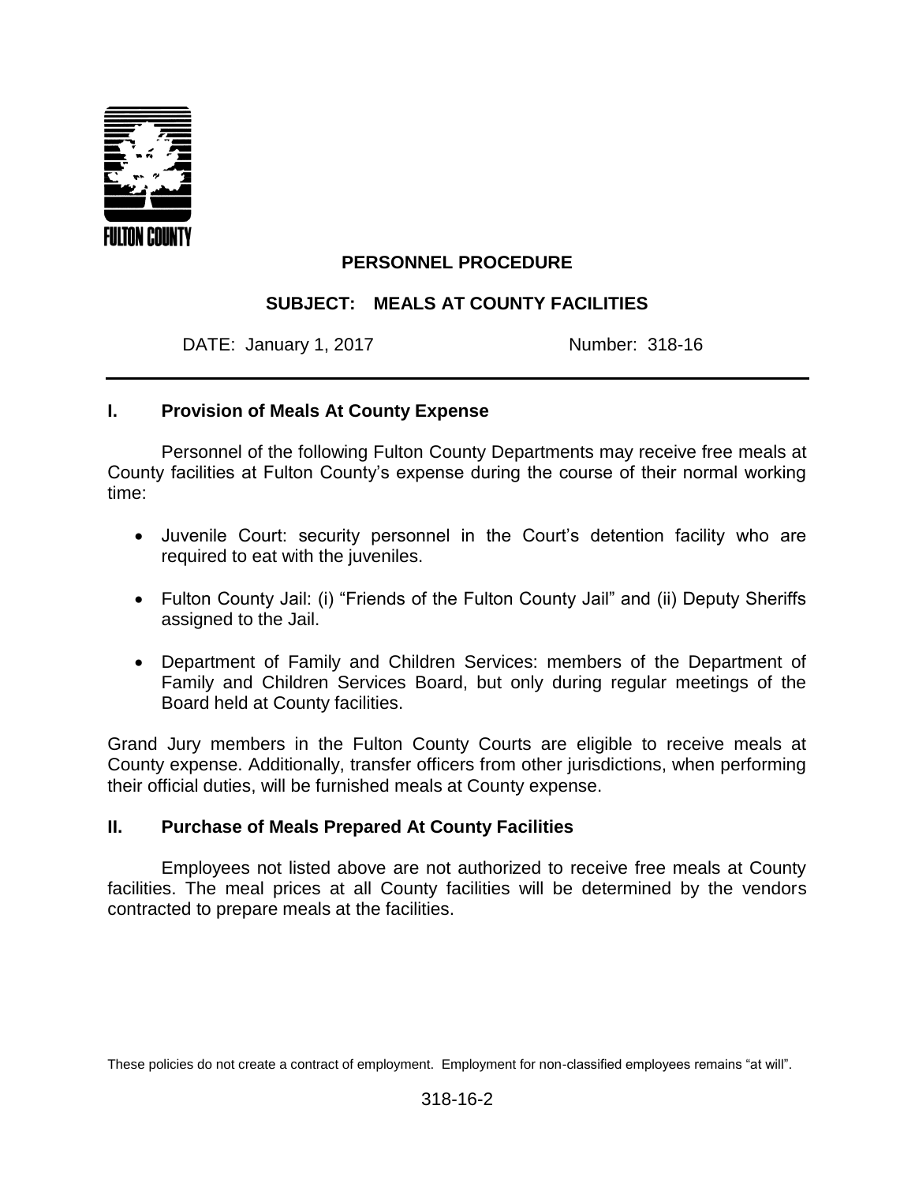FULTON COUNTY

**PERSONNEL PROCEDURE**

**SUBJECT: MEALS AT COUNTY FACILITIES**

DATE: January 1, 2017 Number: 318-16

## I. Provision of Meals At County Expense

Personnel of the following Fulton County Departments may receive free meals at County facilities at Fulton County's expense during the course of their normal working time:

- Juvenile Court: security personnel in the Court's detention facility who are required to eat with the juveniles.
- Fulton County Jail: (i) "Friends of the Fulton County Jail" and (ii) Deputy Sheriffs assigned to the Jail.
- Department of Family and Children Services: members of the Department of Family and Children Services Board, but only during regular meetings of the Board held at County facilities.

Grand Jury members in the Fulton County Courts are eligible to receive meals at County expense. Additionally, transfer officers from other jurisdictions, when performing their official duties, will be furnished meals at County expense.

## II. Purchase of Meals Prepared At County Facilities

Employees not listed above are not authorized to receive free meals at County facilities. The meal prices at all County facilities will be determined by the vendors contracted to prepare meals at the facilities.

These policies do not create a contract of employment. Employment for non-classified employees remains "at will".